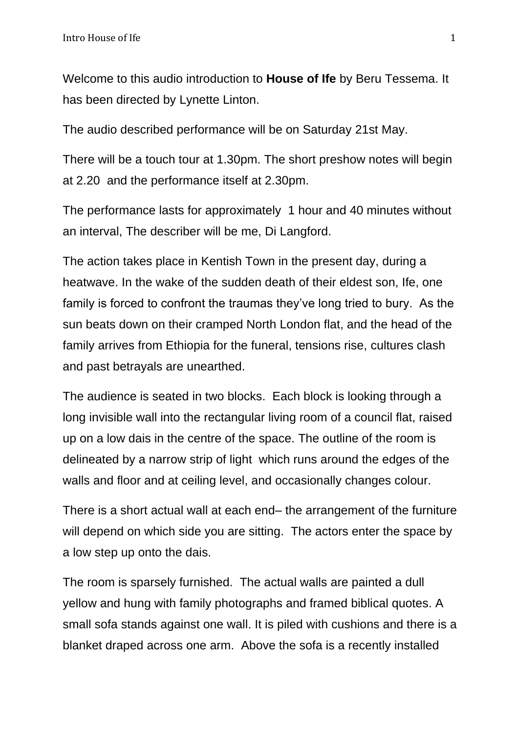Welcome to this audio introduction to **House of Ife** by Beru Tessema. It has been directed by Lynette Linton.

The audio described performance will be on Saturday 21st May.

There will be a touch tour at 1.30pm. The short preshow notes will begin at 2.20 and the performance itself at 2.30pm.

The performance lasts for approximately 1 hour and 40 minutes without an interval, The describer will be me, Di Langford.

The action takes place in Kentish Town in the present day, during a heatwave. In the wake of the sudden death of their eldest son, Ife, one family is forced to confront the traumas they've long tried to bury. As the sun beats down on their cramped North London flat, and the head of the family arrives from Ethiopia for the funeral, tensions rise, cultures clash and past betrayals are unearthed.

The audience is seated in two blocks. Each block is looking through a long invisible wall into the rectangular living room of a council flat, raised up on a low dais in the centre of the space. The outline of the room is delineated by a narrow strip of light which runs around the edges of the walls and floor and at ceiling level, and occasionally changes colour.

There is a short actual wall at each end– the arrangement of the furniture will depend on which side you are sitting. The actors enter the space by a low step up onto the dais.

The room is sparsely furnished. The actual walls are painted a dull yellow and hung with family photographs and framed biblical quotes. A small sofa stands against one wall. It is piled with cushions and there is a blanket draped across one arm. Above the sofa is a recently installed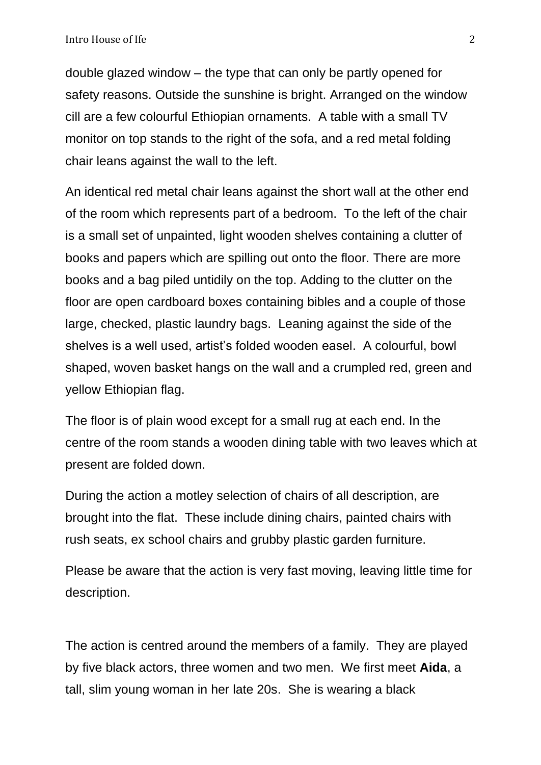double glazed window – the type that can only be partly opened for safety reasons. Outside the sunshine is bright. Arranged on the window cill are a few colourful Ethiopian ornaments. A table with a small TV monitor on top stands to the right of the sofa, and a red metal folding chair leans against the wall to the left.

An identical red metal chair leans against the short wall at the other end of the room which represents part of a bedroom. To the left of the chair is a small set of unpainted, light wooden shelves containing a clutter of books and papers which are spilling out onto the floor. There are more books and a bag piled untidily on the top. Adding to the clutter on the floor are open cardboard boxes containing bibles and a couple of those large, checked, plastic laundry bags. Leaning against the side of the shelves is a well used, artist's folded wooden easel. A colourful, bowl shaped, woven basket hangs on the wall and a crumpled red, green and yellow Ethiopian flag.

The floor is of plain wood except for a small rug at each end. In the centre of the room stands a wooden dining table with two leaves which at present are folded down.

During the action a motley selection of chairs of all description, are brought into the flat. These include dining chairs, painted chairs with rush seats, ex school chairs and grubby plastic garden furniture.

Please be aware that the action is very fast moving, leaving little time for description.

The action is centred around the members of a family. They are played by five black actors, three women and two men. We first meet **Aida**, a tall, slim young woman in her late 20s. She is wearing a black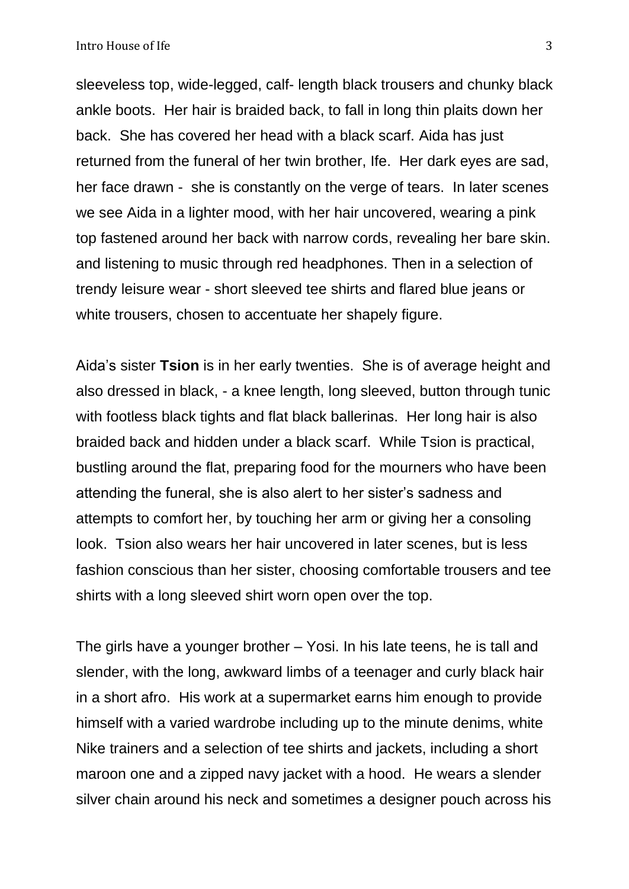sleeveless top, wide-legged, calf- length black trousers and chunky black ankle boots. Her hair is braided back, to fall in long thin plaits down her back. She has covered her head with a black scarf. Aida has just returned from the funeral of her twin brother, Ife. Her dark eyes are sad, her face drawn - she is constantly on the verge of tears. In later scenes we see Aida in a lighter mood, with her hair uncovered, wearing a pink top fastened around her back with narrow cords, revealing her bare skin. and listening to music through red headphones. Then in a selection of trendy leisure wear - short sleeved tee shirts and flared blue jeans or white trousers, chosen to accentuate her shapely figure.

Aida's sister **Tsion** is in her early twenties. She is of average height and also dressed in black, - a knee length, long sleeved, button through tunic with footless black tights and flat black ballerinas. Her long hair is also braided back and hidden under a black scarf. While Tsion is practical, bustling around the flat, preparing food for the mourners who have been attending the funeral, she is also alert to her sister's sadness and attempts to comfort her, by touching her arm or giving her a consoling look. Tsion also wears her hair uncovered in later scenes, but is less fashion conscious than her sister, choosing comfortable trousers and tee shirts with a long sleeved shirt worn open over the top.

The girls have a younger brother – Yosi. In his late teens, he is tall and slender, with the long, awkward limbs of a teenager and curly black hair in a short afro. His work at a supermarket earns him enough to provide himself with a varied wardrobe including up to the minute denims, white Nike trainers and a selection of tee shirts and jackets, including a short maroon one and a zipped navy jacket with a hood. He wears a slender silver chain around his neck and sometimes a designer pouch across his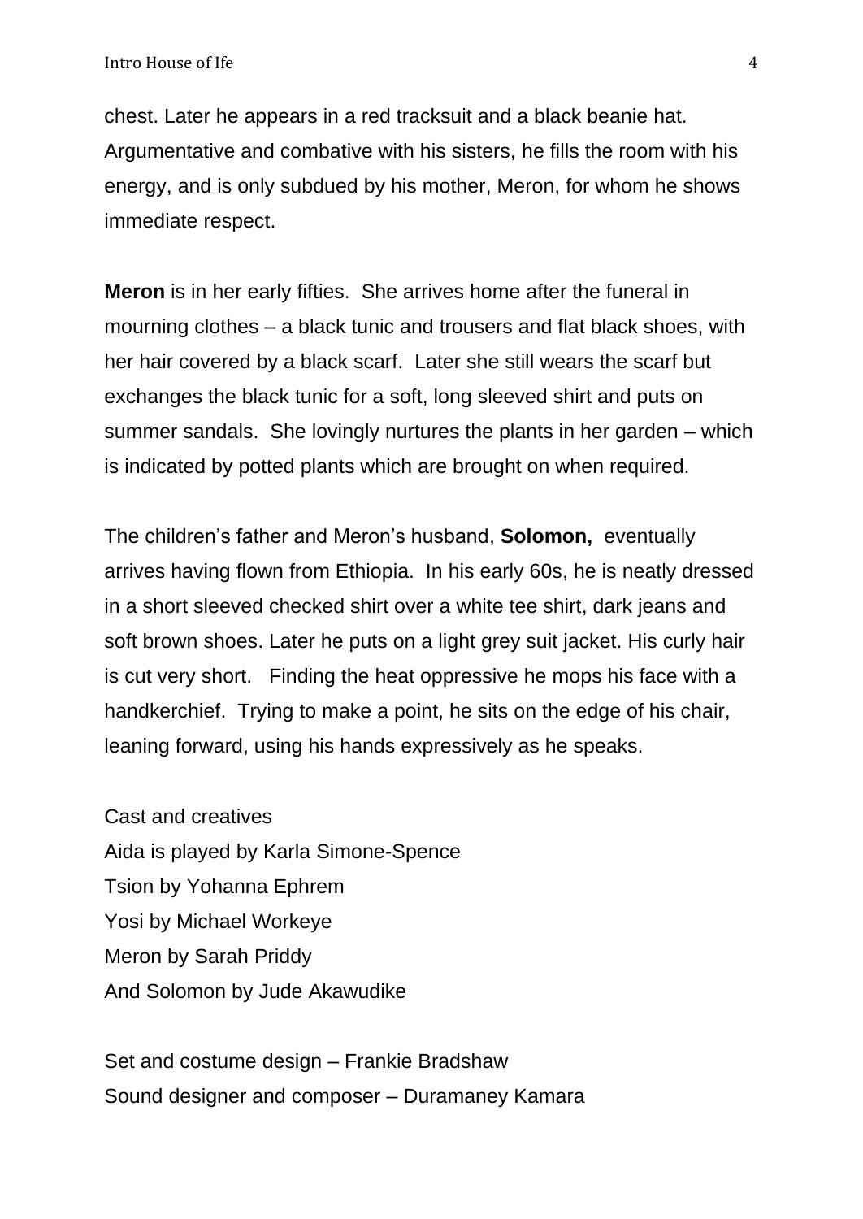chest. Later he appears in a red tracksuit and a black beanie hat. Argumentative and combative with his sisters, he fills the room with his energy, and is only subdued by his mother, Meron, for whom he shows immediate respect.

**Meron** is in her early fifties. She arrives home after the funeral in mourning clothes – a black tunic and trousers and flat black shoes, with her hair covered by a black scarf. Later she still wears the scarf but exchanges the black tunic for a soft, long sleeved shirt and puts on summer sandals. She lovingly nurtures the plants in her garden – which is indicated by potted plants which are brought on when required.

The children's father and Meron's husband, **Solomon,** eventually arrives having flown from Ethiopia. In his early 60s, he is neatly dressed in a short sleeved checked shirt over a white tee shirt, dark jeans and soft brown shoes. Later he puts on a light grey suit jacket. His curly hair is cut very short. Finding the heat oppressive he mops his face with a handkerchief. Trying to make a point, he sits on the edge of his chair, leaning forward, using his hands expressively as he speaks.

Cast and creatives
Aida is played by Karla Simone-Spence
Tsion by Yohanna Ephrem
Yosi by Michael Workeye
Meron by Sarah Priddy
And Solomon by Jude Akawudike

Set and costume design – Frankie Bradshaw
Sound designer and composer – Duramaney Kamara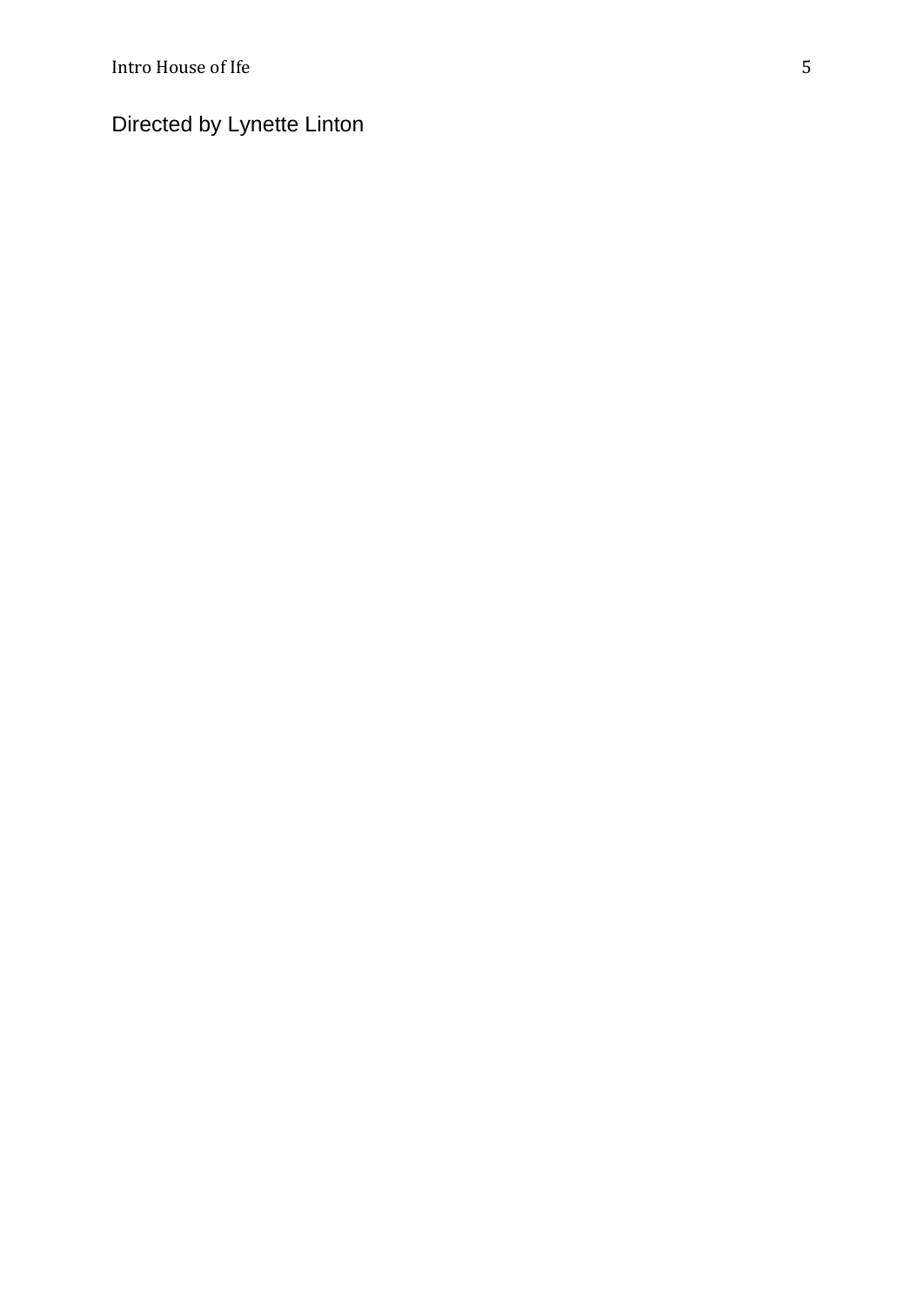Directed by Lynette Linton